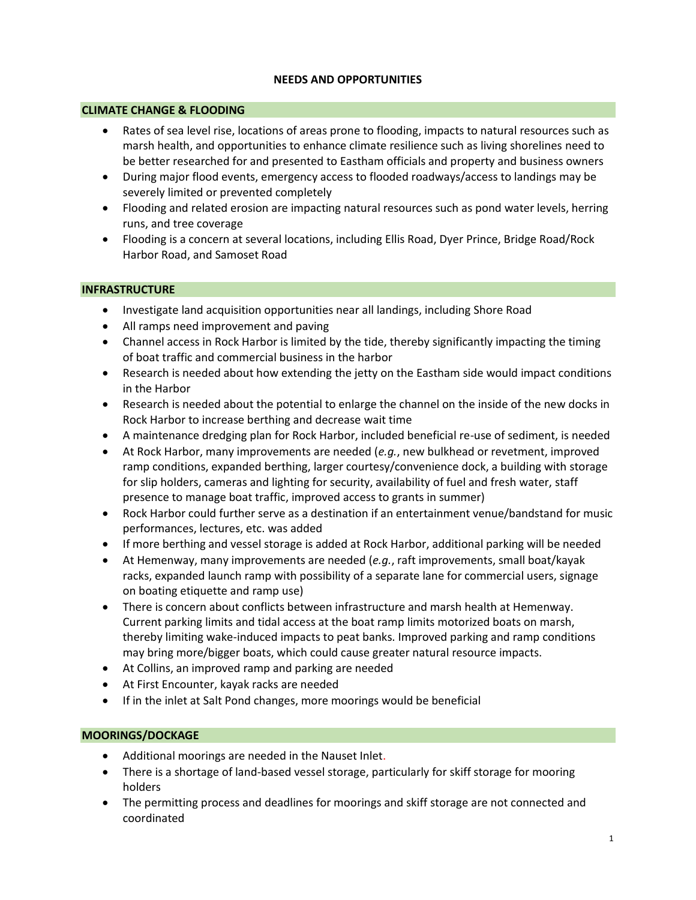# NEEDS AND OPPORTUNITIES

## CLIMATE CHANGE & FLOODING

- Rates of sea level rise, locations of areas prone to flooding, impacts to natural resources such as marsh health, and opportunities to enhance climate resilience such as living shorelines need to be better researched for and presented to Eastham officials and property and business owners
- During major flood events, emergency access to flooded roadways/access to landings may be severely limited or prevented completely
- Flooding and related erosion are impacting natural resources such as pond water levels, herring runs, and tree coverage
- Flooding is a concern at several locations, including Ellis Road, Dyer Prince, Bridge Road/Rock Harbor Road, and Samoset Road

## INFRASTRUCTURE

- Investigate land acquisition opportunities near all landings, including Shore Road
- All ramps need improvement and paving
- Channel access in Rock Harbor is limited by the tide, thereby significantly impacting the timing of boat traffic and commercial business in the harbor
- Research is needed about how extending the jetty on the Eastham side would impact conditions in the Harbor
- Research is needed about the potential to enlarge the channel on the inside of the new docks in Rock Harbor to increase berthing and decrease wait time
- A maintenance dredging plan for Rock Harbor, included beneficial re-use of sediment, is needed
- At Rock Harbor, many improvements are needed (*e.g.*, new bulkhead or revetment, improved ramp conditions, expanded berthing, larger courtesy/convenience dock, a building with storage for slip holders, cameras and lighting for security, availability of fuel and fresh water, staff presence to manage boat traffic, improved access to grants in summer)
- Rock Harbor could further serve as a destination if an entertainment venue/bandstand for music performances, lectures, etc. was added
- If more berthing and vessel storage is added at Rock Harbor, additional parking will be needed
- At Hemenway, many improvements are needed (*e.g.*, raft improvements, small boat/kayak racks, expanded launch ramp with possibility of a separate lane for commercial users, signage on boating etiquette and ramp use)
- There is concern about conflicts between infrastructure and marsh health at Hemenway. Current parking limits and tidal access at the boat ramp limits motorized boats on marsh, thereby limiting wake-induced impacts to peat banks. Improved parking and ramp conditions may bring more/bigger boats, which could cause greater natural resource impacts.
- At Collins, an improved ramp and parking are needed
- At First Encounter, kayak racks are needed
- If in the inlet at Salt Pond changes, more moorings would be beneficial

## MOORINGS/DOCKAGE

- Additional moorings are needed in the Nauset Inlet.
- There is a shortage of land-based vessel storage, particularly for skiff storage for mooring holders
- The permitting process and deadlines for moorings and skiff storage are not connected and coordinated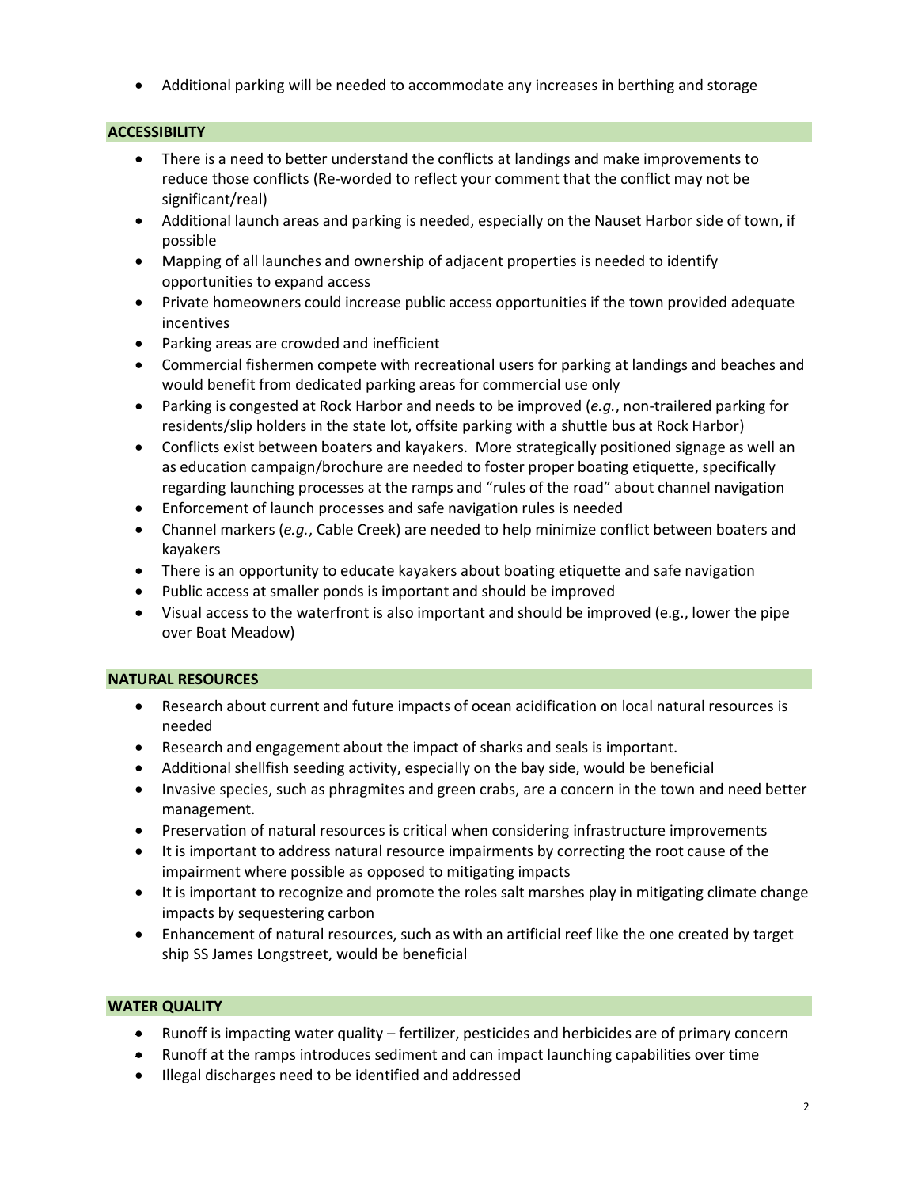- Additional parking will be needed to accommodate any increases in berthing and storage

## ACCESSIBILITY

- There is a need to better understand the conflicts at landings and make improvements to reduce those conflicts (Re-worded to reflect your comment that the conflict may not be significant/real)
- Additional launch areas and parking is needed, especially on the Nauset Harbor side of town, if possible
- Mapping of all launches and ownership of adjacent properties is needed to identify opportunities to expand access
- Private homeowners could increase public access opportunities if the town provided adequate incentives
- Parking areas are crowded and inefficient
- Commercial fishermen compete with recreational users for parking at landings and beaches and would benefit from dedicated parking areas for commercial use only
- Parking is congested at Rock Harbor and needs to be improved (*e.g.*, non-trailered parking for residents/slip holders in the state lot, offsite parking with a shuttle bus at Rock Harbor)
- Conflicts exist between boaters and kayakers. More strategically positioned signage as well an as education campaign/brochure are needed to foster proper boating etiquette, specifically regarding launching processes at the ramps and "rules of the road" about channel navigation
- Enforcement of launch processes and safe navigation rules is needed
- Channel markers (*e.g.*, Cable Creek) are needed to help minimize conflict between boaters and kayakers
- There is an opportunity to educate kayakers about boating etiquette and safe navigation
- Public access at smaller ponds is important and should be improved
- Visual access to the waterfront is also important and should be improved (e.g., lower the pipe over Boat Meadow)

## NATURAL RESOURCES

- Research about current and future impacts of ocean acidification on local natural resources is needed
- Research and engagement about the impact of sharks and seals is important.
- Additional shellfish seeding activity, especially on the bay side, would be beneficial
- Invasive species, such as phragmites and green crabs, are a concern in the town and need better management.
- Preservation of natural resources is critical when considering infrastructure improvements
- It is important to address natural resource impairments by correcting the root cause of the impairment where possible as opposed to mitigating impacts
- It is important to recognize and promote the roles salt marshes play in mitigating climate change impacts by sequestering carbon
- Enhancement of natural resources, such as with an artificial reef like the one created by target ship SS James Longstreet, would be beneficial

## WATER QUALITY

- Runoff is impacting water quality – fertilizer, pesticides and herbicides are of primary concern
- Runoff at the ramps introduces sediment and can impact launching capabilities over time
- Illegal discharges need to be identified and addressed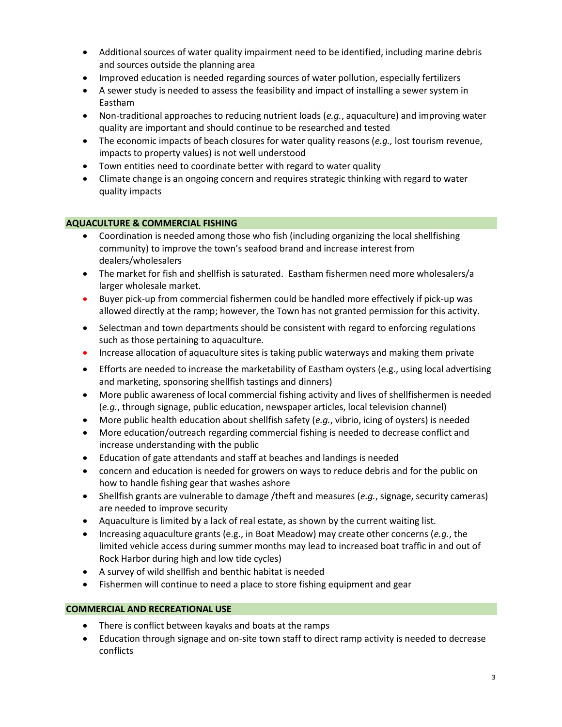- Additional sources of water quality impairment need to be identified, including marine debris and sources outside the planning area
- Improved education is needed regarding sources of water pollution, especially fertilizers
- A sewer study is needed to assess the feasibility and impact of installing a sewer system in Eastham
- Non-traditional approaches to reducing nutrient loads (*e.g.*, aquaculture) and improving water quality are important and should continue to be researched and tested
- The economic impacts of beach closures for water quality reasons (*e.g.,* lost tourism revenue, impacts to property values) is not well understood
- Town entities need to coordinate better with regard to water quality
- Climate change is an ongoing concern and requires strategic thinking with regard to water quality impacts

## AQUACULTURE & COMMERCIAL FISHING

- Coordination is needed among those who fish (including organizing the local shellfishing community) to improve the town's seafood brand and increase interest from dealers/wholesalers
- The market for fish and shellfish is saturated. Eastham fishermen need more wholesalers/a larger wholesale market.
- Buyer pick-up from commercial fishermen could be handled more effectively if pick-up was allowed directly at the ramp; however, the Town has not granted permission for this activity.
- Selectman and town departments should be consistent with regard to enforcing regulations such as those pertaining to aquaculture.
- Increase allocation of aquaculture sites is taking public waterways and making them private
- Efforts are needed to increase the marketability of Eastham oysters (e.g., using local advertising and marketing, sponsoring shellfish tastings and dinners)
- More public awareness of local commercial fishing activity and lives of shellfishermen is needed (*e.g.*, through signage, public education, newspaper articles, local television channel)
- More public health education about shellfish safety (*e.g.*, vibrio, icing of oysters) is needed
- More education/outreach regarding commercial fishing is needed to decrease conflict and increase understanding with the public
- Education of gate attendants and staff at beaches and landings is needed
- concern and education is needed for growers on ways to reduce debris and for the public on how to handle fishing gear that washes ashore
- Shellfish grants are vulnerable to damage /theft and measures (*e.g.*, signage, security cameras) are needed to improve security
- Aquaculture is limited by a lack of real estate, as shown by the current waiting list.
- Increasing aquaculture grants (e.g., in Boat Meadow) may create other concerns (*e.g.*, the limited vehicle access during summer months may lead to increased boat traffic in and out of Rock Harbor during high and low tide cycles)
- A survey of wild shellfish and benthic habitat is needed
- Fishermen will continue to need a place to store fishing equipment and gear

## COMMERCIAL AND RECREATIONAL USE

- There is conflict between kayaks and boats at the ramps
- Education through signage and on-site town staff to direct ramp activity is needed to decrease conflicts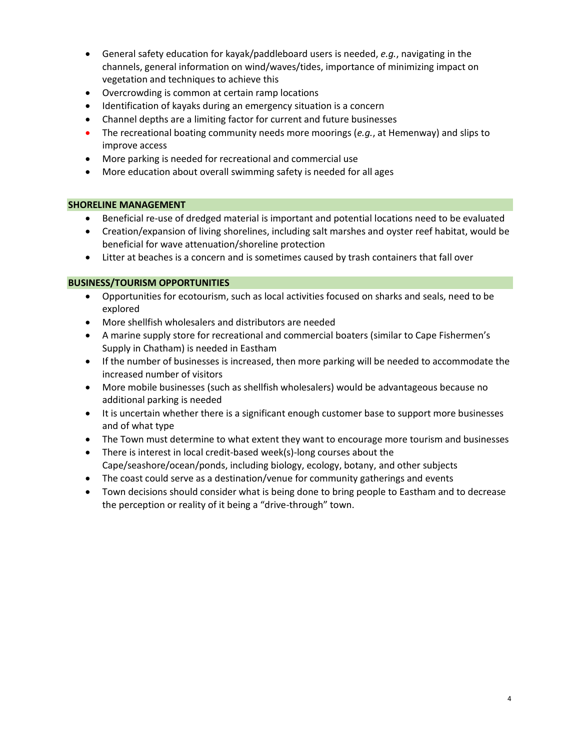- General safety education for kayak/paddleboard users is needed, *e.g.*, navigating in the channels, general information on wind/waves/tides, importance of minimizing impact on vegetation and techniques to achieve this
- Overcrowding is common at certain ramp locations
- Identification of kayaks during an emergency situation is a concern
- Channel depths are a limiting factor for current and future businesses
- The recreational boating community needs more moorings (*e.g.*, at Hemenway) and slips to improve access
- More parking is needed for recreational and commercial use
- More education about overall swimming safety is needed for all ages

### SHORELINE MANAGEMENT

- Beneficial re-use of dredged material is important and potential locations need to be evaluated
- Creation/expansion of living shorelines, including salt marshes and oyster reef habitat, would be beneficial for wave attenuation/shoreline protection
- Litter at beaches is a concern and is sometimes caused by trash containers that fall over

### BUSINESS/TOURISM OPPORTUNITIES

- Opportunities for ecotourism, such as local activities focused on sharks and seals, need to be explored
- More shellfish wholesalers and distributors are needed
- A marine supply store for recreational and commercial boaters (similar to Cape Fishermen's Supply in Chatham) is needed in Eastham
- If the number of businesses is increased, then more parking will be needed to accommodate the increased number of visitors
- More mobile businesses (such as shellfish wholesalers) would be advantageous because no additional parking is needed
- It is uncertain whether there is a significant enough customer base to support more businesses and of what type
- The Town must determine to what extent they want to encourage more tourism and businesses
- There is interest in local credit-based week(s)-long courses about the Cape/seashore/ocean/ponds, including biology, ecology, botany, and other subjects
- The coast could serve as a destination/venue for community gatherings and events
- Town decisions should consider what is being done to bring people to Eastham and to decrease the perception or reality of it being a "drive-through" town.